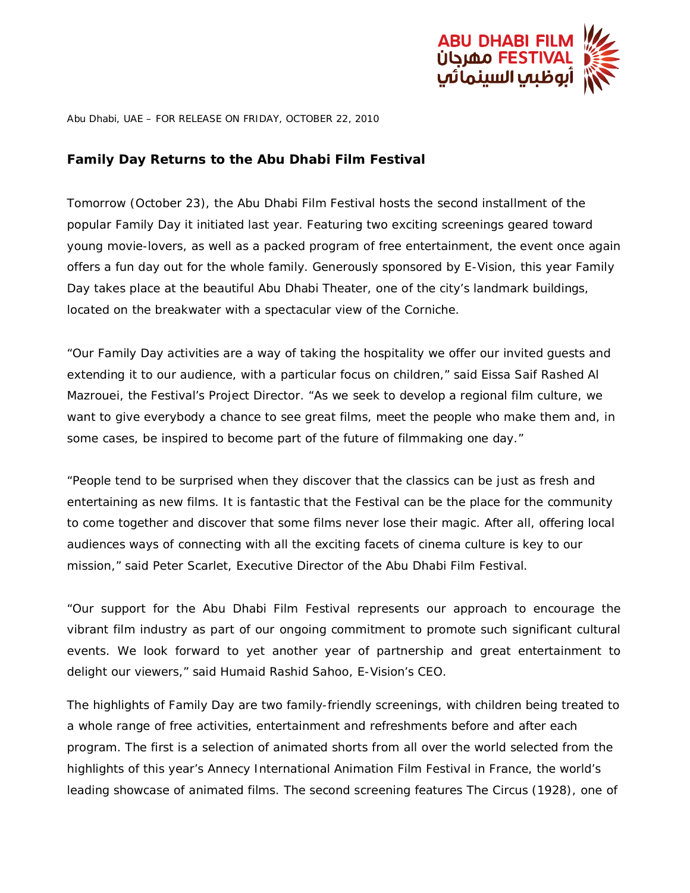ABU DHABI FILM FESTIVAL مهرجان أبوظبي السينمائي

Abu Dhabi, UAE – FOR RELEASE ON FRIDAY, OCTOBER 22, 2010

## Family Day Returns to the Abu Dhabi Film Festival

Tomorrow (October 23), the Abu Dhabi Film Festival hosts the second installment of the popular Family Day it initiated last year. Featuring two exciting screenings geared toward young movie-lovers, as well as a packed program of free entertainment, the event once again offers a fun day out for the whole family. Generously sponsored by E-Vision, this year Family Day takes place at the beautiful Abu Dhabi Theater, one of the city's landmark buildings, located on the breakwater with a spectacular view of the Corniche.

"Our Family Day activities are a way of taking the hospitality we offer our invited guests and extending it to our audience, with a particular focus on children," said Eissa Saif Rashed Al Mazrouei, the Festival's Project Director. "As we seek to develop a regional film culture, we want to give everybody a chance to see great films, meet the people who make them and, in some cases, be inspired to become part of the future of filmmaking one day."

"People tend to be surprised when they discover that the classics can be just as fresh and entertaining as new films. It is fantastic that the Festival can be the place for the community to come together and discover that some films never lose their magic. After all, offering local audiences ways of connecting with all the exciting facets of cinema culture is key to our mission," said Peter Scarlet, Executive Director of the Abu Dhabi Film Festival.

"Our support for the Abu Dhabi Film Festival represents our approach to encourage the vibrant film industry as part of our ongoing commitment to promote such significant cultural events. We look forward to yet another year of partnership and great entertainment to delight our viewers," said Humaid Rashid Sahoo, E-Vision's CEO.

The highlights of Family Day are two family-friendly screenings, with children being treated to a whole range of free activities, entertainment and refreshments before and after each program. The first is a selection of animated shorts from all over the world selected from the highlights of this year's Annecy International Animation Film Festival in France, the world's leading showcase of animated films. The second screening features The Circus (1928), one of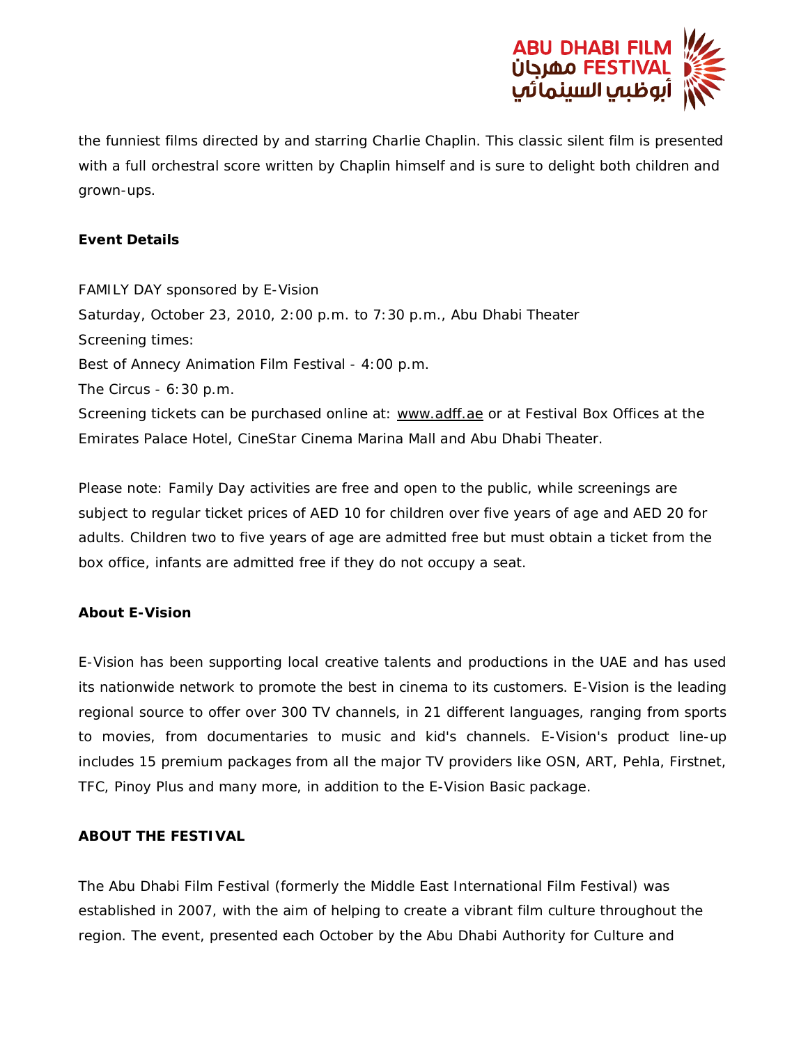the funniest films directed by and starring Charlie Chaplin. This classic silent film is presented with a full orchestral score written by Chaplin himself and is sure to delight both children and grown-ups.

**Event Details**

FAMILY DAY sponsored by E-Vision

Saturday, October 23, 2010, 2:00 p.m. to 7:30 p.m., Abu Dhabi Theater

Screening times:

Best of Annecy Animation Film Festival - 4:00 p.m.

The Circus - 6:30 p.m.

Screening tickets can be purchased online at: www.adff.ae or at Festival Box Offices at the Emirates Palace Hotel, CineStar Cinema Marina Mall and Abu Dhabi Theater.

Please note: Family Day activities are free and open to the public, while screenings are subject to regular ticket prices of AED 10 for children over five years of age and AED 20 for adults. Children two to five years of age are admitted free but must obtain a ticket from the box office, infants are admitted free if they do not occupy a seat.

**About E-Vision**

E-Vision has been supporting local creative talents and productions in the UAE and has used its nationwide network to promote the best in cinema to its customers. E-Vision is the leading regional source to offer over 300 TV channels, in 21 different languages, ranging from sports to movies, from documentaries to music and kid's channels. E-Vision's product line-up includes 15 premium packages from all the major TV providers like OSN, ART, Pehla, Firstnet, TFC, Pinoy Plus and many more, in addition to the E-Vision Basic package.

**ABOUT THE FESTIVAL**

The Abu Dhabi Film Festival (formerly the Middle East International Film Festival) was established in 2007, with the aim of helping to create a vibrant film culture throughout the region. The event, presented each October by the Abu Dhabi Authority for Culture and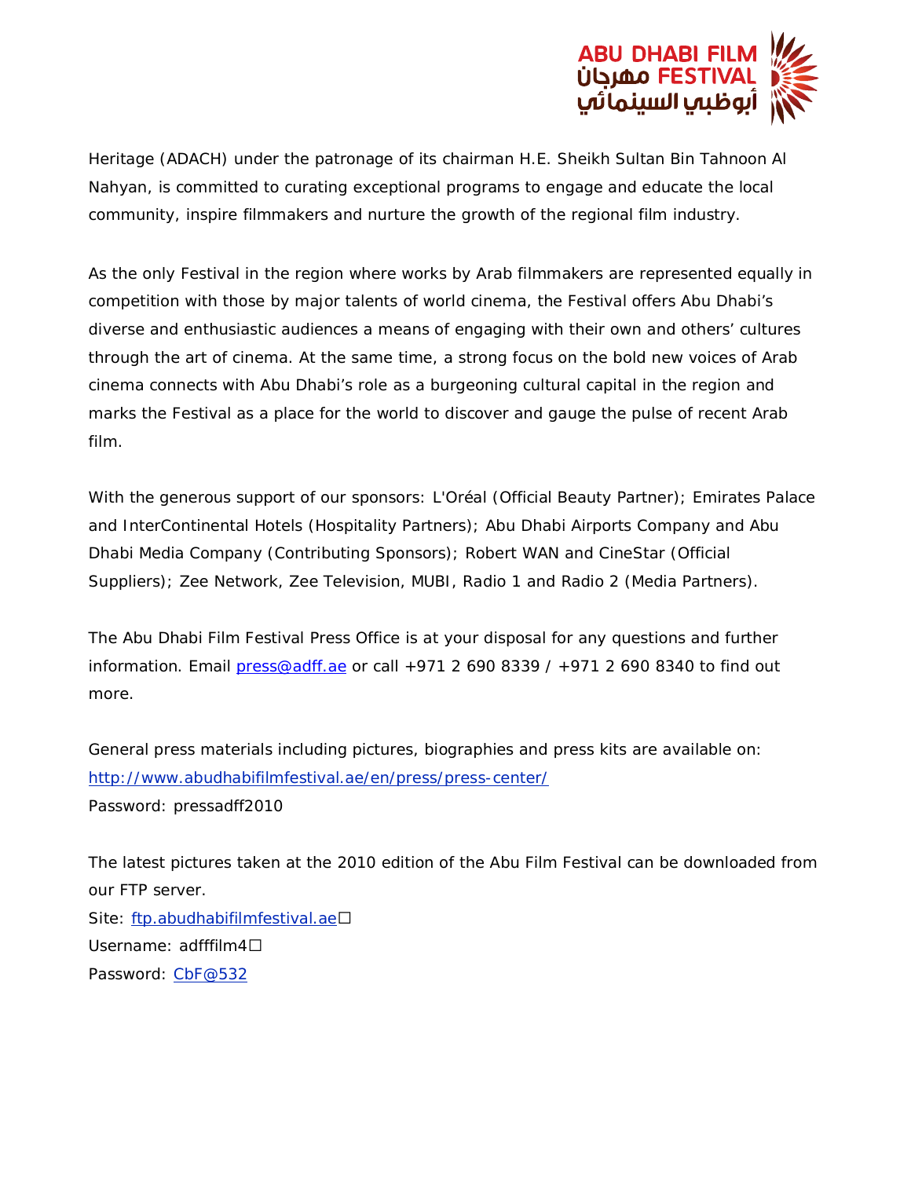Heritage (ADACH) under the patronage of its chairman H.E. Sheikh Sultan Bin Tahnoon Al Nahyan, is committed to curating exceptional programs to engage and educate the local community, inspire filmmakers and nurture the growth of the regional film industry.

As the only Festival in the region where works by Arab filmmakers are represented equally in competition with those by major talents of world cinema, the Festival offers Abu Dhabi's diverse and enthusiastic audiences a means of engaging with their own and others' cultures through the art of cinema. At the same time, a strong focus on the bold new voices of Arab cinema connects with Abu Dhabi's role as a burgeoning cultural capital in the region and marks the Festival as a place for the world to discover and gauge the pulse of recent Arab film.

With the generous support of our sponsors: L'Oréal (Official Beauty Partner); Emirates Palace and InterContinental Hotels (Hospitality Partners); Abu Dhabi Airports Company and Abu Dhabi Media Company (Contributing Sponsors); Robert WAN and CineStar (Official Suppliers); Zee Network, Zee Television, MUBI, Radio 1 and Radio 2 (Media Partners).

The Abu Dhabi Film Festival Press Office is at your disposal for any questions and further information. Email press@adff.ae or call +971 2 690 8339 / +971 2 690 8340 to find out more.

General press materials including pictures, biographies and press kits are available on:
http://www.abudhabifilmfestival.ae/en/press/press-center/
Password: pressadff2010

The latest pictures taken at the 2010 edition of the Abu Film Festival can be downloaded from our FTP server.
Site: ftp.abudhabifilmfestival.ae
Username: adfffilm4
Password: CbF@532